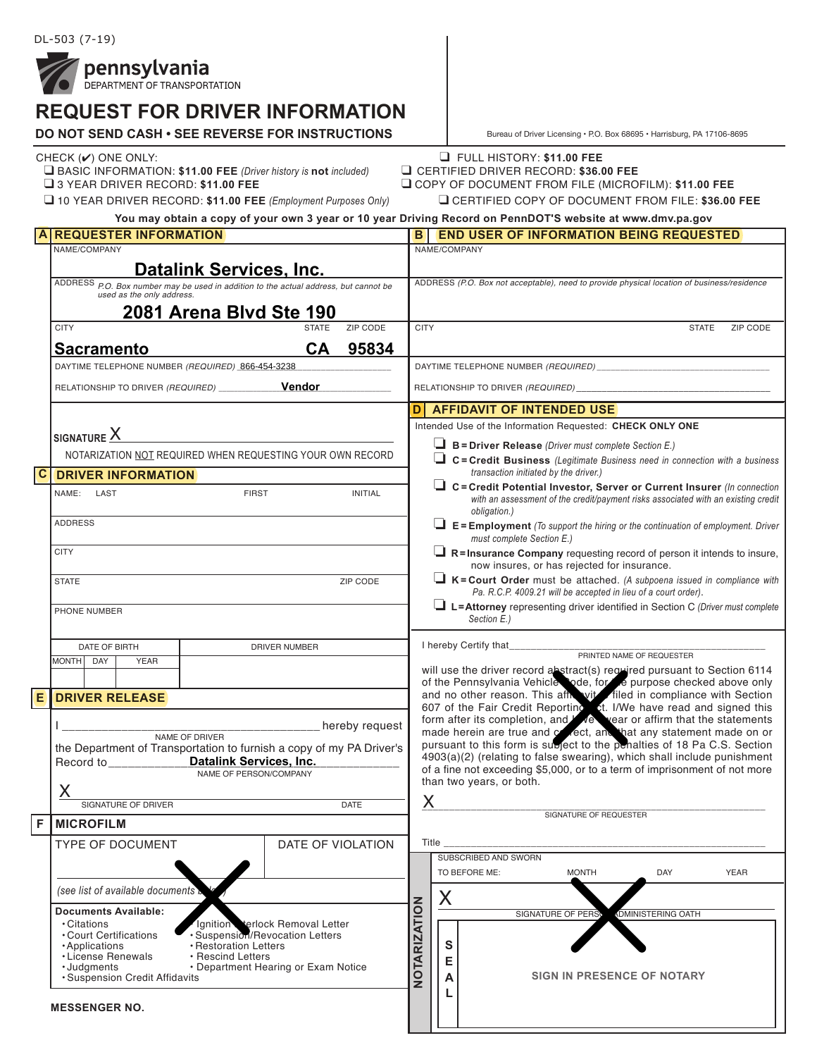DL-503 (7-19)

pennsylvania
DEPARTMENT OF TRANSPORTATION

# REQUEST FOR DRIVER INFORMATION

**DO NOT SEND CASH • SEE REVERSE FOR INSTRUCTIONS**

Bureau of Driver Licensing • P.O. Box 68695 • Harrisburg, PA 17106-8695

CHECK (✔) ONE ONLY:

- ❑ BASIC INFORMATION: **$11.00 FEE** *(Driver history is **not** included)*
- ❑ 3 YEAR DRIVER RECORD: **$11.00 FEE**
- ❑ 10 YEAR DRIVER RECORD: **$11.00 FEE** *(Employment Purposes Only)*
- ❑ FULL HISTORY: **$11.00 FEE**
- ❑ CERTIFIED DRIVER RECORD: **$36.00 FEE**
- ❑ COPY OF DOCUMENT FROM FILE (MICROFILM): **$11.00 FEE**
- ❑ CERTIFIED COPY OF DOCUMENT FROM FILE: **$36.00 FEE**

**You may obtain a copy of your own 3 year or 10 year Driving Record on PennDOT'S website at www.dmv.pa.gov**

## A REQUESTER INFORMATION

NAME/COMPANY: **Datalink Services, Inc.**

ADDRESS *(P.O. Box number may be used in addition to the actual address, but cannot be used as the only address.)*: **2081 Arena Blvd Ste 190**

| CITY | STATE | ZIP CODE |
|---|---|---|
| **Sacramento** | **CA** | **95834** |

DAYTIME TELEPHONE NUMBER *(REQUIRED)* 866-454-3238

RELATIONSHIP TO DRIVER *(REQUIRED)* **Vendor**

SIGNATURE X ____________________

NOTARIZATION NOT REQUIRED WHEN REQUESTING YOUR OWN RECORD

## B END USER OF INFORMATION BEING REQUESTED

NAME/COMPANY

ADDRESS *(P.O. Box not acceptable), need to provide physical location of business/residence*

| CITY | STATE | ZIP CODE |
|---|---|---|
| | | |

DAYTIME TELEPHONE NUMBER *(REQUIRED)* ____________________

RELATIONSHIP TO DRIVER *(REQUIRED)* ____________________

## C DRIVER INFORMATION

| NAME: LAST | FIRST | INITIAL |
|---|---|---|
| | | |

ADDRESS

CITY

| STATE | ZIP CODE |
|---|---|
| | |

PHONE NUMBER

| DATE OF BIRTH | | | DRIVER NUMBER |
|---|---|---|---|
| MONTH | DAY | YEAR | |
| | | | |

## D AFFIDAVIT OF INTENDED USE

Intended Use of the Information Requested: **CHECK ONLY ONE**

- ❑ **B = Driver Release** *(Driver must complete Section E.)*
- ❑ **C = Credit Business** *(Legitimate Business need in connection with a business transaction initiated by the driver.)*
- ❑ **C = Credit Potential Investor, Server or Current Insurer** *(In connection with an assessment of the credit/payment risks associated with an existing credit obligation.)*
- ❑ **E = Employment** *(To support the hiring or the continuation of employment. Driver must complete Section E.)*
- ❑ **R = Insurance Company** requesting record of person it intends to insure, now insures, or has rejected for insurance.
- ❑ **K = Court Order** must be attached. *(A subpoena issued in compliance with Pa. R.C.P. 4009.21 will be accepted in lieu of a court order).*
- ❑ **L = Attorney** representing driver identified in Section C *(Driver must complete Section E.)*

I hereby Certify that ____________________ (PRINTED NAME OF REQUESTER) will use the driver record abstract(s) required pursuant to Section 6114 of the Pennsylvania Vehicle Code, for the purpose checked above only and no other reason. This affidavit is filed in compliance with Section 607 of the Fair Credit Reporting Act. I/We have read and signed this form after its completion, and I/we swear or affirm that the statements made herein are true and correct, and that any statement made on or pursuant to this form is subject to the penalties of 18 Pa C.S. Section 4903(a)(2) (relating to false swearing), which shall include punishment of a fine not exceeding $5,000, or to a term of imprisonment of not more than two years, or both.

X ____________________
SIGNATURE OF REQUESTER

Title ____________________

## E DRIVER RELEASE

I ____________________ (NAME OF DRIVER) hereby request the Department of Transportation to furnish a copy of my PA Driver's Record to **Datalink Services, Inc.** (NAME OF PERSON/COMPANY)

X ____________________
SIGNATURE OF DRIVER — DATE

## F MICROFILM

| TYPE OF DOCUMENT | DATE OF VIOLATION |
|---|---|
| | |

*(see list of available documents below)*

**Documents Available:**

- Citations
- Court Certifications
- Applications
- License Renewals
- Judgments
- Suspension Credit Affidavits
- Ignition Interlock Removal Letter
- Suspension/Revocation Letters
- Restoration Letters
- Rescind Letters
- Department Hearing or Exam Notice

**MESSENGER NO.**

## NOTARIZATION

SUBSCRIBED AND SWORN TO BEFORE ME: MONTH ______ DAY ______ YEAR ______

X ____________________
SIGNATURE OF PERSON ADMINISTERING OATH

SEAL

**SIGN IN PRESENCE OF NOTARY**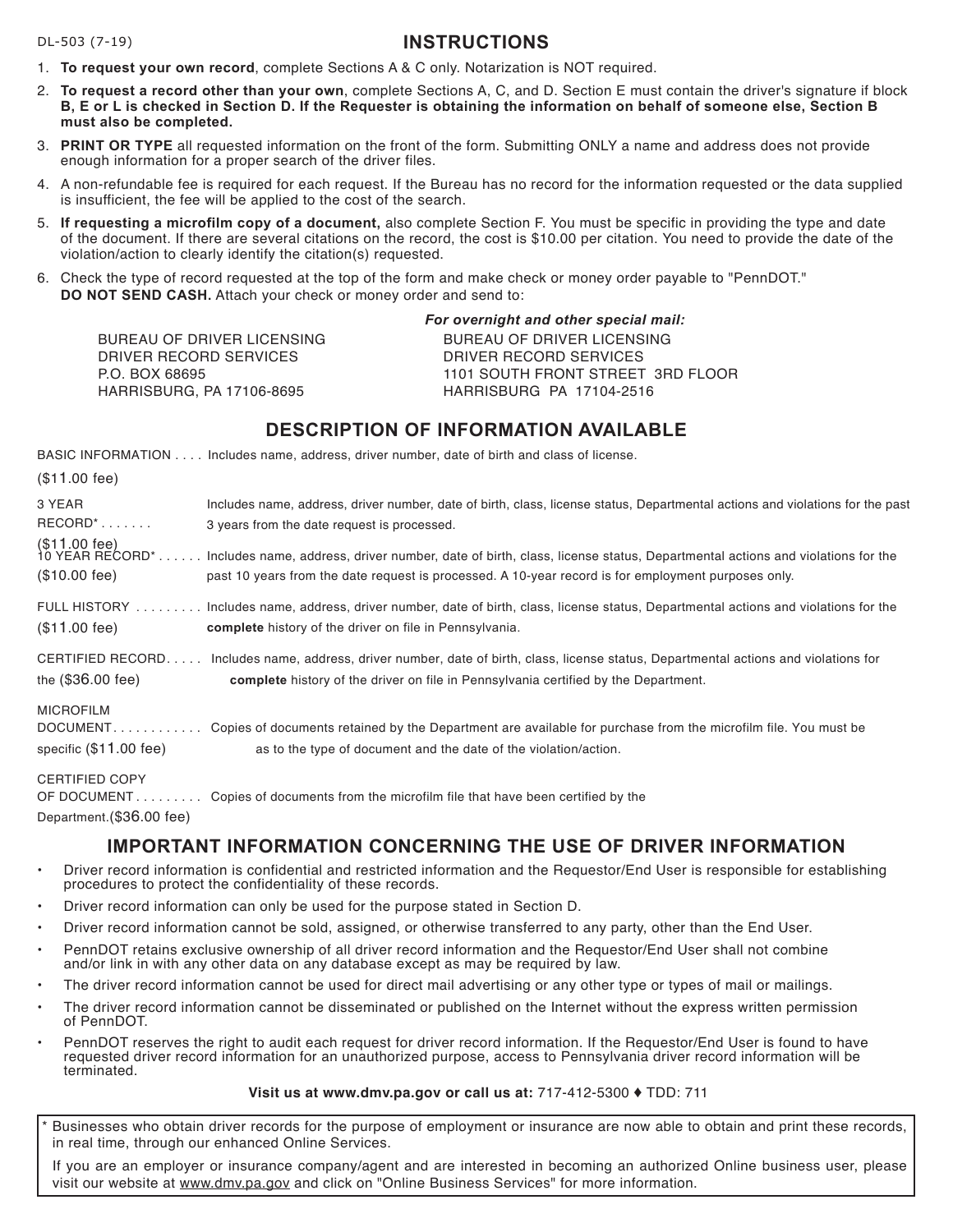DL-503 (7-19)

## INSTRUCTIONS

1. **To request your own record**, complete Sections A & C only. Notarization is NOT required.
2. **To request a record other than your own**, complete Sections A, C, and D. Section E must contain the driver's signature if block **B, E or L is checked in Section D. If the Requester is obtaining the information on behalf of someone else, Section B must also be completed.**
3. **PRINT OR TYPE** all requested information on the front of the form. Submitting ONLY a name and address does not provide enough information for a proper search of the driver files.
4. A non-refundable fee is required for each request. If the Bureau has no record for the information requested or the data supplied is insufficient, the fee will be applied to the cost of the search.
5. **If requesting a microfilm copy of a document,** also complete Section F. You must be specific in providing the type and date of the document. If there are several citations on the record, the cost is $10.00 per citation. You need to provide the date of the violation/action to clearly identify the citation(s) requested.
6. Check the type of record requested at the top of the form and make check or money order payable to "PennDOT." **DO NOT SEND CASH.** Attach your check or money order and send to:

BUREAU OF DRIVER LICENSING
DRIVER RECORD SERVICES
P.O. BOX 68695
HARRISBURG, PA 17106-8695

***For overnight and other special mail:***

BUREAU OF DRIVER LICENSING
DRIVER RECORD SERVICES
1101 SOUTH FRONT STREET 3RD FLOOR
HARRISBURG PA 17104-2516

## DESCRIPTION OF INFORMATION AVAILABLE

BASIC INFORMATION . . . . Includes name, address, driver number, date of birth and class of license.
($11.00 fee)

3 YEAR RECORD* . . . . . . . ($11.00 fee) Includes name, address, driver number, date of birth, class, license status, Departmental actions and violations for the past 3 years from the date request is processed.

10 YEAR RECORD* . . . . . . ($10.00 fee) Includes name, address, driver number, date of birth, class, license status, Departmental actions and violations for the past 10 years from the date request is processed. A 10-year record is for employment purposes only.

FULL HISTORY . . . . . . . . . ($11.00 fee) Includes name, address, driver number, date of birth, class, license status, Departmental actions and violations for the **complete** history of the driver on file in Pennsylvania.

CERTIFIED RECORD. . . . . the ($36.00 fee) Includes name, address, driver number, date of birth, class, license status, Departmental actions and violations for **complete** history of the driver on file in Pennsylvania certified by the Department.

MICROFILM DOCUMENT. . . . . . . . . . . . Copies of documents retained by the Department are available for purchase from the microfilm file. You must be specific ($11.00 fee) as to the type of document and the date of the violation/action.

CERTIFIED COPY OF DOCUMENT . . . . . . . . . Copies of documents from the microfilm file that have been certified by the Department.($36.00 fee)

## IMPORTANT INFORMATION CONCERNING THE USE OF DRIVER INFORMATION

- Driver record information is confidential and restricted information and the Requestor/End User is responsible for establishing procedures to protect the confidentiality of these records.
- Driver record information can only be used for the purpose stated in Section D.
- Driver record information cannot be sold, assigned, or otherwise transferred to any party, other than the End User.
- PennDOT retains exclusive ownership of all driver record information and the Requestor/End User shall not combine and/or link in with any other data on any database except as may be required by law.
- The driver record information cannot be used for direct mail advertising or any other type or types of mail or mailings.
- The driver record information cannot be disseminated or published on the Internet without the express written permission of PennDOT.
- PennDOT reserves the right to audit each request for driver record information. If the Requestor/End User is found to have requested driver record information for an unauthorized purpose, access to Pennsylvania driver record information will be terminated.

**Visit us at www.dmv.pa.gov or call us at:** 717-412-5300 ♦ TDD: 711

\* Businesses who obtain driver records for the purpose of employment or insurance are now able to obtain and print these records, in real time, through our enhanced Online Services.

If you are an employer or insurance company/agent and are interested in becoming an authorized Online business user, please visit our website at www.dmv.pa.gov and click on "Online Business Services" for more information.